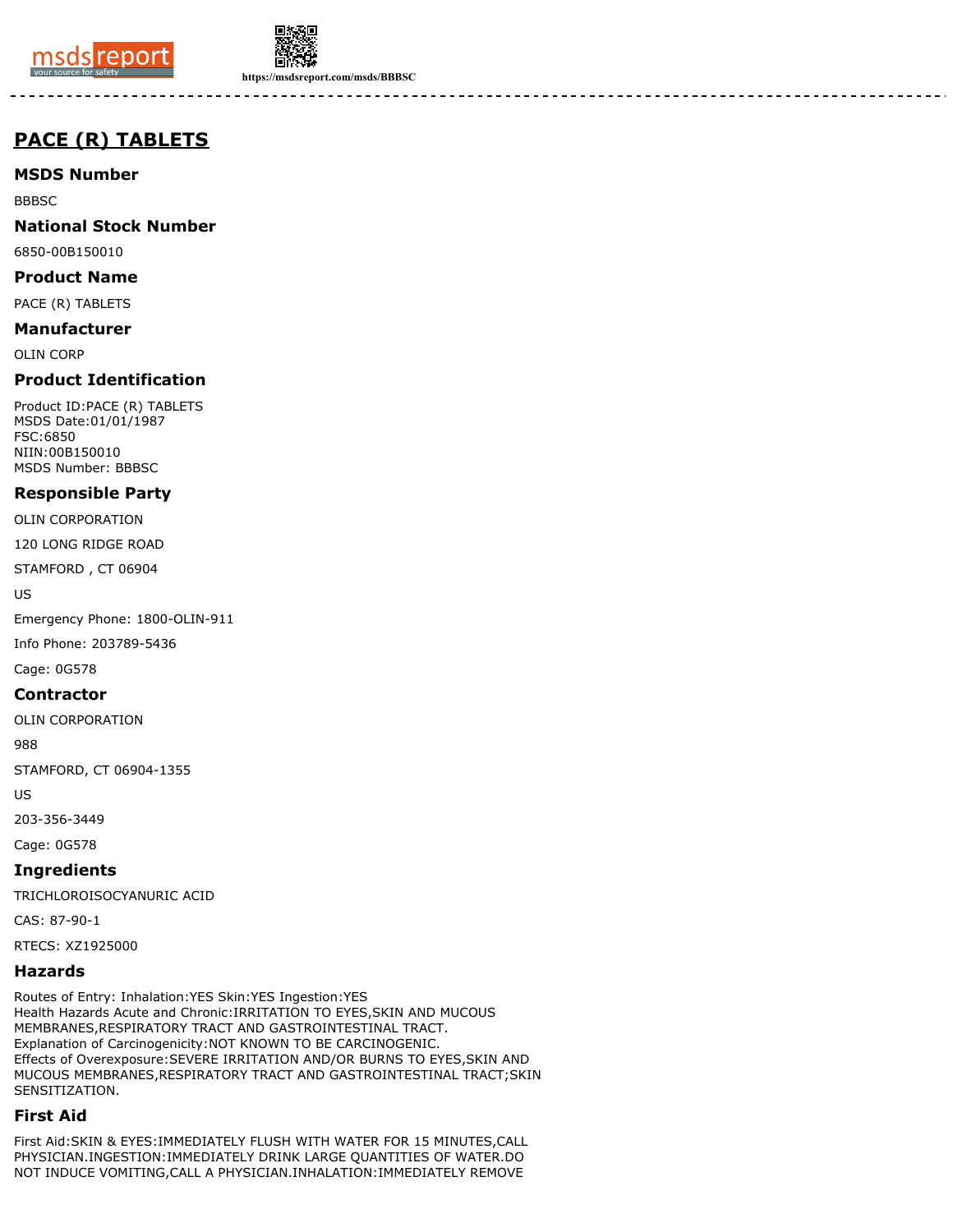# PACE (R) TABLETS

## MSDS Number

BBBSC

## National Stock Number

6850-00B150010

## Product Name

PACE (R) TABLETS

## Manufacturer

OLIN CORP

## Product Identification

Product ID:PACE (R) TABLETS
MSDS Date:01/01/1987
FSC:6850
NIIN:00B150010
MSDS Number: BBBSC

## Responsible Party

OLIN CORPORATION

120 LONG RIDGE ROAD

STAMFORD , CT 06904

US

Emergency Phone: 1800-OLIN-911

Info Phone: 203789-5436

Cage: 0G578

## Contractor

OLIN CORPORATION

988

STAMFORD, CT 06904-1355

US

203-356-3449

Cage: 0G578

## Ingredients

TRICHLOROISOCYANURIC ACID

CAS: 87-90-1

RTECS: XZ1925000

## Hazards

Routes of Entry: Inhalation:YES Skin:YES Ingestion:YES
Health Hazards Acute and Chronic:IRRITATION TO EYES,SKIN AND MUCOUS MEMBRANES,RESPIRATORY TRACT AND GASTROINTESTINAL TRACT.
Explanation of Carcinogenicity:NOT KNOWN TO BE CARCINOGENIC.
Effects of Overexposure:SEVERE IRRITATION AND/OR BURNS TO EYES,SKIN AND MUCOUS MEMBRANES,RESPIRATORY TRACT AND GASTROINTESTINAL TRACT;SKIN SENSITIZATION.

## First Aid

First Aid:SKIN & EYES:IMMEDIATELY FLUSH WITH WATER FOR 15 MINUTES,CALL PHYSICIAN.INGESTION:IMMEDIATELY DRINK LARGE QUANTITIES OF WATER.DO NOT INDUCE VOMITING,CALL A PHYSICIAN.INHALATION:IMMEDIATELY REMOVE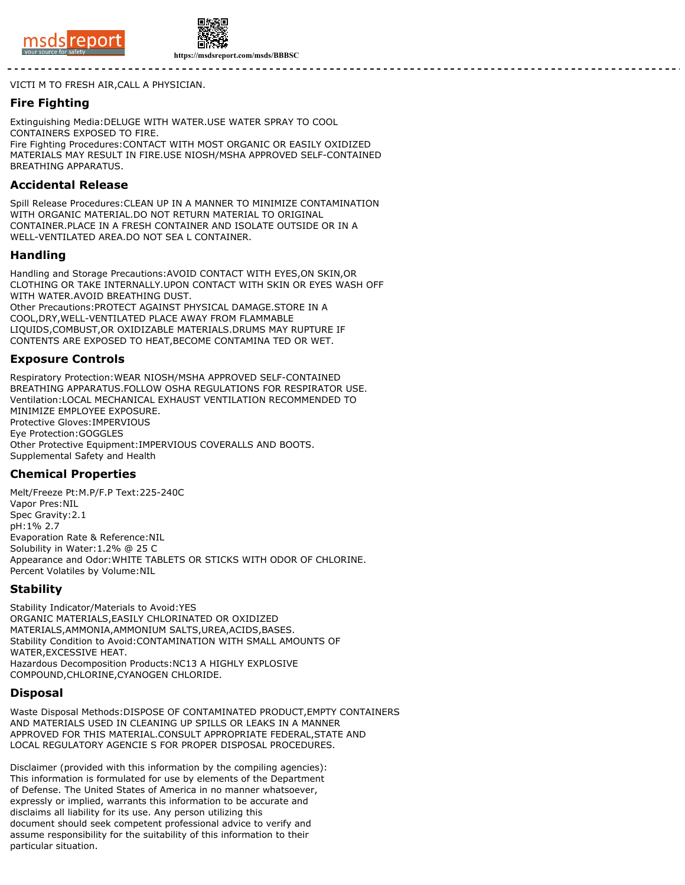VICTI M TO FRESH AIR,CALL A PHYSICIAN.

## Fire Fighting

Extinguishing Media:DELUGE WITH WATER.USE WATER SPRAY TO COOL CONTAINERS EXPOSED TO FIRE.
Fire Fighting Procedures:CONTACT WITH MOST ORGANIC OR EASILY OXIDIZED MATERIALS MAY RESULT IN FIRE.USE NIOSH/MSHA APPROVED SELF-CONTAINED BREATHING APPARATUS.

## Accidental Release

Spill Release Procedures:CLEAN UP IN A MANNER TO MINIMIZE CONTAMINATION WITH ORGANIC MATERIAL.DO NOT RETURN MATERIAL TO ORIGINAL CONTAINER.PLACE IN A FRESH CONTAINER AND ISOLATE OUTSIDE OR IN A WELL-VENTILATED AREA.DO NOT SEA L CONTAINER.

## Handling

Handling and Storage Precautions:AVOID CONTACT WITH EYES,ON SKIN,OR CLOTHING OR TAKE INTERNALLY.UPON CONTACT WITH SKIN OR EYES WASH OFF WITH WATER.AVOID BREATHING DUST.
Other Precautions:PROTECT AGAINST PHYSICAL DAMAGE.STORE IN A COOL,DRY,WELL-VENTILATED PLACE AWAY FROM FLAMMABLE LIQUIDS,COMBUST,OR OXIDIZABLE MATERIALS.DRUMS MAY RUPTURE IF CONTENTS ARE EXPOSED TO HEAT,BECOME CONTAMINA TED OR WET.

## Exposure Controls

Respiratory Protection:WEAR NIOSH/MSHA APPROVED SELF-CONTAINED BREATHING APPARATUS.FOLLOW OSHA REGULATIONS FOR RESPIRATOR USE.
Ventilation:LOCAL MECHANICAL EXHAUST VENTILATION RECOMMENDED TO MINIMIZE EMPLOYEE EXPOSURE.
Protective Gloves:IMPERVIOUS
Eye Protection:GOGGLES
Other Protective Equipment:IMPERVIOUS COVERALLS AND BOOTS.
Supplemental Safety and Health

## Chemical Properties

Melt/Freeze Pt:M.P/F.P Text:225-240C
Vapor Pres:NIL
Spec Gravity:2.1
pH:1% 2.7
Evaporation Rate & Reference:NIL
Solubility in Water:1.2% @ 25 C
Appearance and Odor:WHITE TABLETS OR STICKS WITH ODOR OF CHLORINE.
Percent Volatiles by Volume:NIL

## Stability

Stability Indicator/Materials to Avoid:YES
ORGANIC MATERIALS,EASILY CHLORINATED OR OXIDIZED MATERIALS,AMMONIA,AMMONIUM SALTS,UREA,ACIDS,BASES.
Stability Condition to Avoid:CONTAMINATION WITH SMALL AMOUNTS OF WATER,EXCESSIVE HEAT.
Hazardous Decomposition Products:NC13 A HIGHLY EXPLOSIVE COMPOUND,CHLORINE,CYANOGEN CHLORIDE.

## Disposal

Waste Disposal Methods:DISPOSE OF CONTAMINATED PRODUCT,EMPTY CONTAINERS AND MATERIALS USED IN CLEANING UP SPILLS OR LEAKS IN A MANNER APPROVED FOR THIS MATERIAL.CONSULT APPROPRIATE FEDERAL,STATE AND LOCAL REGULATORY AGENCIE S FOR PROPER DISPOSAL PROCEDURES.

Disclaimer (provided with this information by the compiling agencies): This information is formulated for use by elements of the Department of Defense. The United States of America in no manner whatsoever, expressly or implied, warrants this information to be accurate and disclaims all liability for its use. Any person utilizing this document should seek competent professional advice to verify and assume responsibility for the suitability of this information to their particular situation.